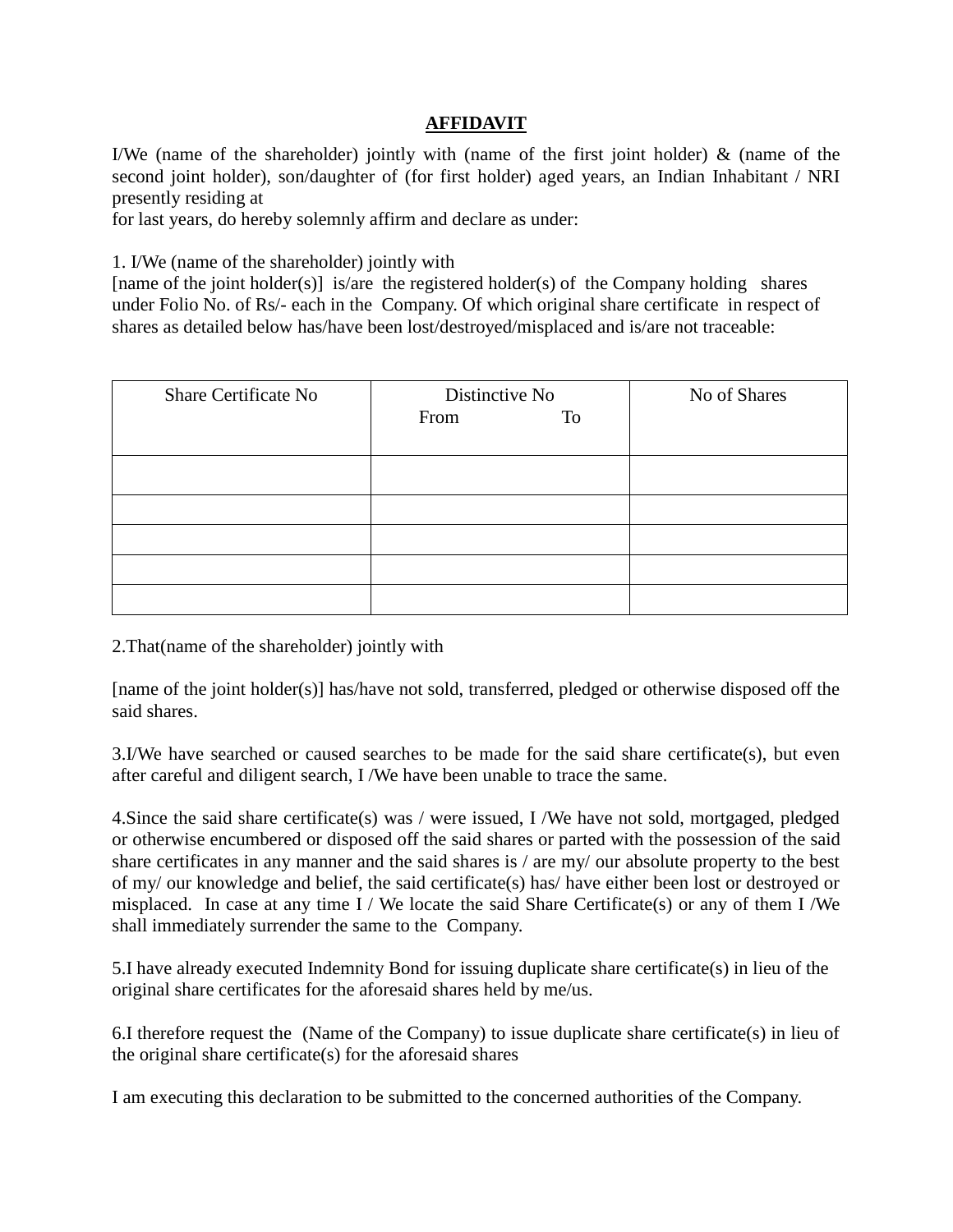# **AFFIDAVIT**

I/We (name of the shareholder) jointly with (name of the first joint holder) & (name of the second joint holder), son/daughter of (for first holder) aged years, an Indian Inhabitant / NRI presently residing at
for last years, do hereby solemnly affirm and declare as under:

1. I/We (name of the shareholder) jointly with
[name of the joint holder(s)] is/are the registered holder(s) of the Company holding shares under Folio No. of Rs/- each in the Company. Of which original share certificate in respect of shares as detailed below has/have been lost/destroyed/misplaced and is/are not traceable:

| Share Certificate No | Distinctive No<br>From To | No of Shares |
|---|---|---|
| | | |
| | | |
| | | |
| | | |
| | | |

2.That(name of the shareholder) jointly with

[name of the joint holder(s)] has/have not sold, transferred, pledged or otherwise disposed off the said shares.

3.I/We have searched or caused searches to be made for the said share certificate(s), but even after careful and diligent search, I /We have been unable to trace the same.

4.Since the said share certificate(s) was / were issued, I /We have not sold, mortgaged, pledged or otherwise encumbered or disposed off the said shares or parted with the possession of the said share certificates in any manner and the said shares is / are my/ our absolute property to the best of my/ our knowledge and belief, the said certificate(s) has/ have either been lost or destroyed or misplaced. In case at any time I / We locate the said Share Certificate(s) or any of them I /We shall immediately surrender the same to the Company.

5.I have already executed Indemnity Bond for issuing duplicate share certificate(s) in lieu of the original share certificates for the aforesaid shares held by me/us.

6.I therefore request the (Name of the Company) to issue duplicate share certificate(s) in lieu of the original share certificate(s) for the aforesaid shares

I am executing this declaration to be submitted to the concerned authorities of the Company.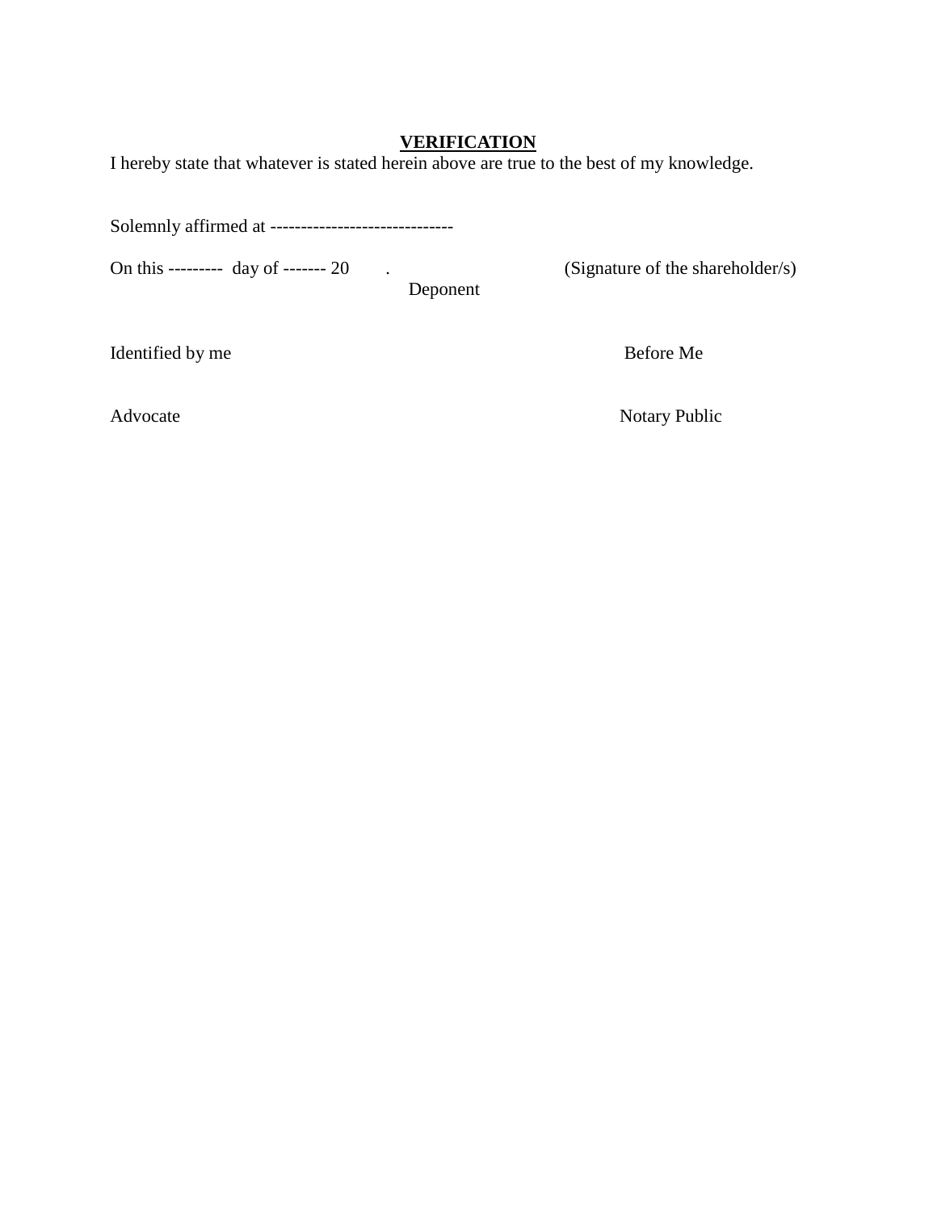**VERIFICATION**

I hereby state that whatever is stated herein above are true to the best of my knowledge.

Solemnly affirmed at -----------------------------

On this --------- day of ------- 20 . (Signature of the shareholder/s)

Deponent

Identified by me Before Me

Advocate Notary Public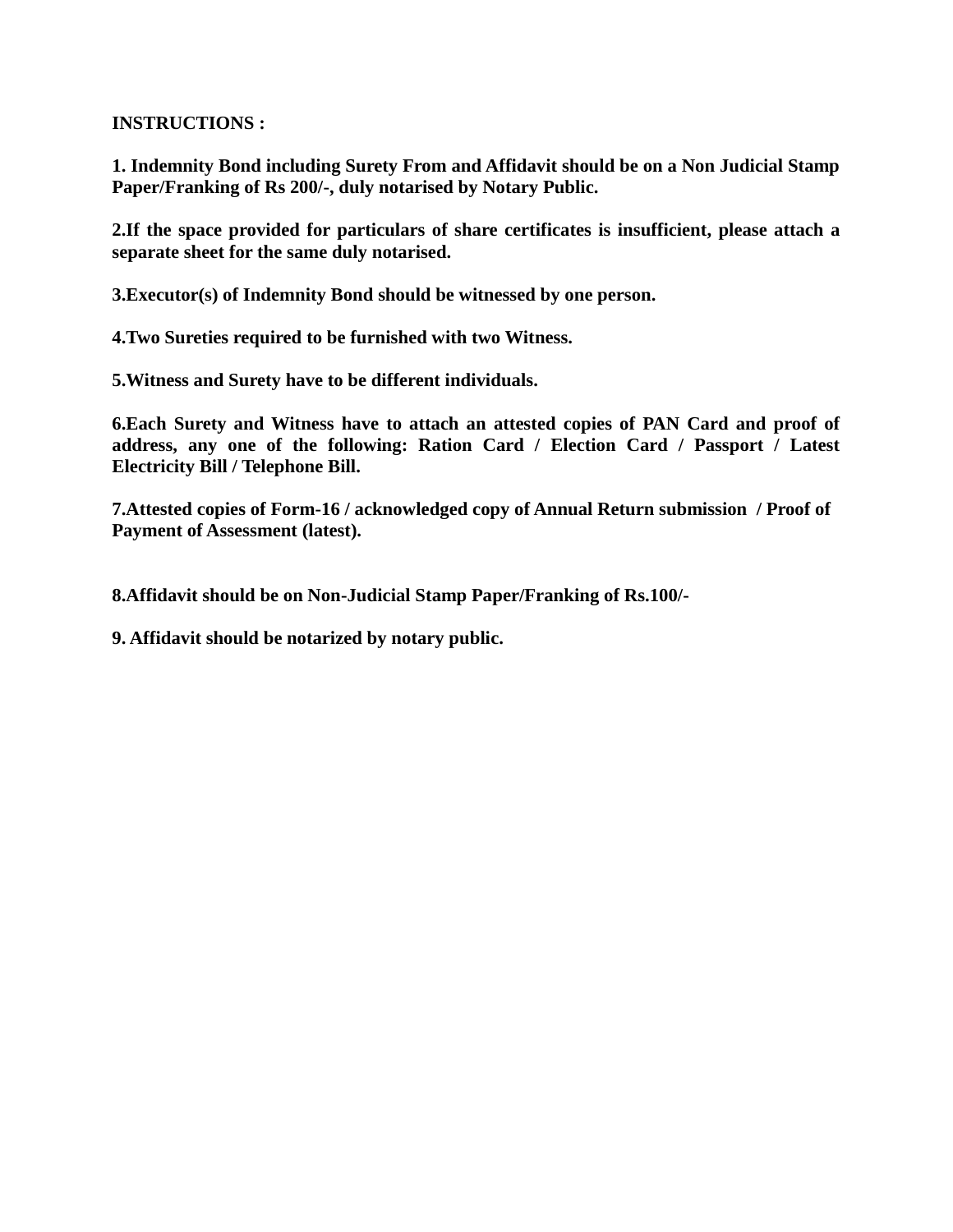**INSTRUCTIONS :**

**1. Indemnity Bond including Surety From and Affidavit should be on a Non Judicial Stamp Paper/Franking of Rs 200/-, duly notarised by Notary Public.**

**2.If the space provided for particulars of share certificates is insufficient, please attach a separate sheet for the same duly notarised.**

**3.Executor(s) of Indemnity Bond should be witnessed by one person.**

**4.Two Sureties required to be furnished with two Witness.**

**5.Witness and Surety have to be different individuals.**

**6.Each Surety and Witness have to attach an attested copies of PAN Card and proof of address, any one of the following: Ration Card / Election Card / Passport / Latest Electricity Bill / Telephone Bill.**

**7.Attested copies of Form-16 / acknowledged copy of Annual Return submission / Proof of Payment of Assessment (latest).**

**8.Affidavit should be on Non-Judicial Stamp Paper/Franking of Rs.100/-**

**9. Affidavit should be notarized by notary public.**